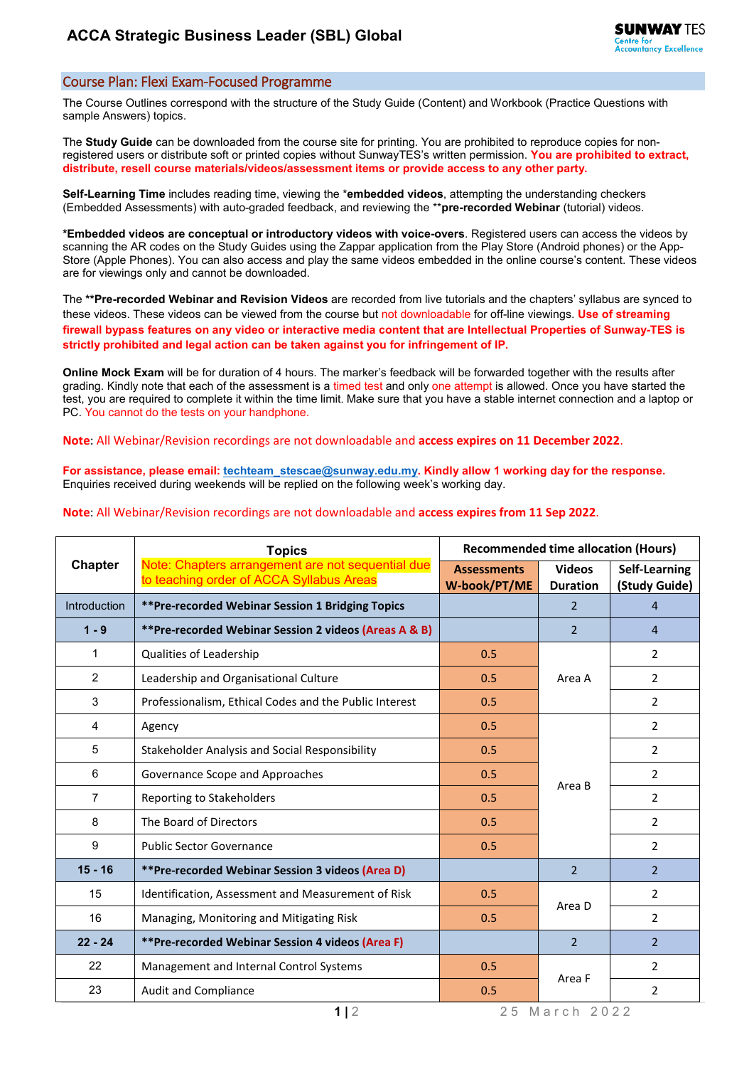# ACCA Strategic Business Leader (SBL) Global

## Course Plan: Flexi Exam-Focused Programme

The Course Outlines correspond with the structure of the Study Guide (Content) and Workbook (Practice Questions with sample Answers) topics.

The **Study Guide** can be downloaded from the course site for printing. You are prohibited to reproduce copies for non-registered users or distribute soft or printed copies without SunwayTES's written permission. **You are prohibited to extract, distribute, resell course materials/videos/assessment items or provide access to any other party.**

**Self-Learning Time** includes reading time, viewing the ***embedded videos**, attempting the understanding checkers (Embedded Assessments) with auto-graded feedback, and reviewing the ****pre-recorded Webinar** (tutorial) videos.

***Embedded videos are conceptual or introductory videos with voice-overs**. Registered users can access the videos by scanning the AR codes on the Study Guides using the Zappar application from the Play Store (Android phones) or the App-Store (Apple Phones). You can also access and play the same videos embedded in the online course's content. These videos are for viewings only and cannot be downloaded.

The ****Pre-recorded Webinar and Revision Videos** are recorded from live tutorials and the chapters' syllabus are synced to these videos. These videos can be viewed from the course but not downloadable for off-line viewings. **Use of streaming firewall bypass features on any video or interactive media content that are Intellectual Properties of Sunway-TES is strictly prohibited and legal action can be taken against you for infringement of IP.**

**Online Mock Exam** will be for duration of 4 hours. The marker's feedback will be forwarded together with the results after grading. Kindly note that each of the assessment is a timed test and only one attempt is allowed. Once you have started the test, you are required to complete it within the time limit. Make sure that you have a stable internet connection and a laptop or PC. You cannot do the tests on your handphone.

**Note**: All Webinar/Revision recordings are not downloadable and **access expires on 11 December 2022**.

**For assistance, please email: techteam_stescae@sunway.edu.my. Kindly allow 1 working day for the response.**
Enquiries received during weekends will be replied on the following week's working day.

**Note**: All Webinar/Revision recordings are not downloadable and **access expires from 11 Sep 2022**.

| Chapter | Topics<br>Note: Chapters arrangement are not sequential due to teaching order of ACCA Syllabus Areas | Recommended time allocation (Hours) | | |
|---|---|---|---|---|
| | | **Assessments W-book/PT/ME** | **Videos Duration** | **Self-Learning (Study Guide)** |
| Introduction | **\*\*Pre-recorded Webinar Session 1 Bridging Topics** | | 2 | 4 |
| **1 - 9** | **\*\*Pre-recorded Webinar Session 2 videos (Areas A & B)** | | 2 | 4 |
| 1 | Qualities of Leadership | 0.5 | Area A | 2 |
| 2 | Leadership and Organisational Culture | 0.5 | | 2 |
| 3 | Professionalism, Ethical Codes and the Public Interest | 0.5 | | 2 |
| 4 | Agency | 0.5 | Area B | 2 |
| 5 | Stakeholder Analysis and Social Responsibility | 0.5 | | 2 |
| 6 | Governance Scope and Approaches | 0.5 | | 2 |
| 7 | Reporting to Stakeholders | 0.5 | | 2 |
| 8 | The Board of Directors | 0.5 | | 2 |
| 9 | Public Sector Governance | 0.5 | | 2 |
| **15 - 16** | **\*\*Pre-recorded Webinar Session 3 videos (Area D)** | | 2 | 2 |
| 15 | Identification, Assessment and Measurement of Risk | 0.5 | Area D | 2 |
| 16 | Managing, Monitoring and Mitigating Risk | 0.5 | | 2 |
| **22 - 24** | **\*\*Pre-recorded Webinar Session 4 videos (Area F)** | | 2 | 2 |
| 22 | Management and Internal Control Systems | 0.5 | Area F | 2 |
| 23 | Audit and Compliance | 0.5 | | 2 |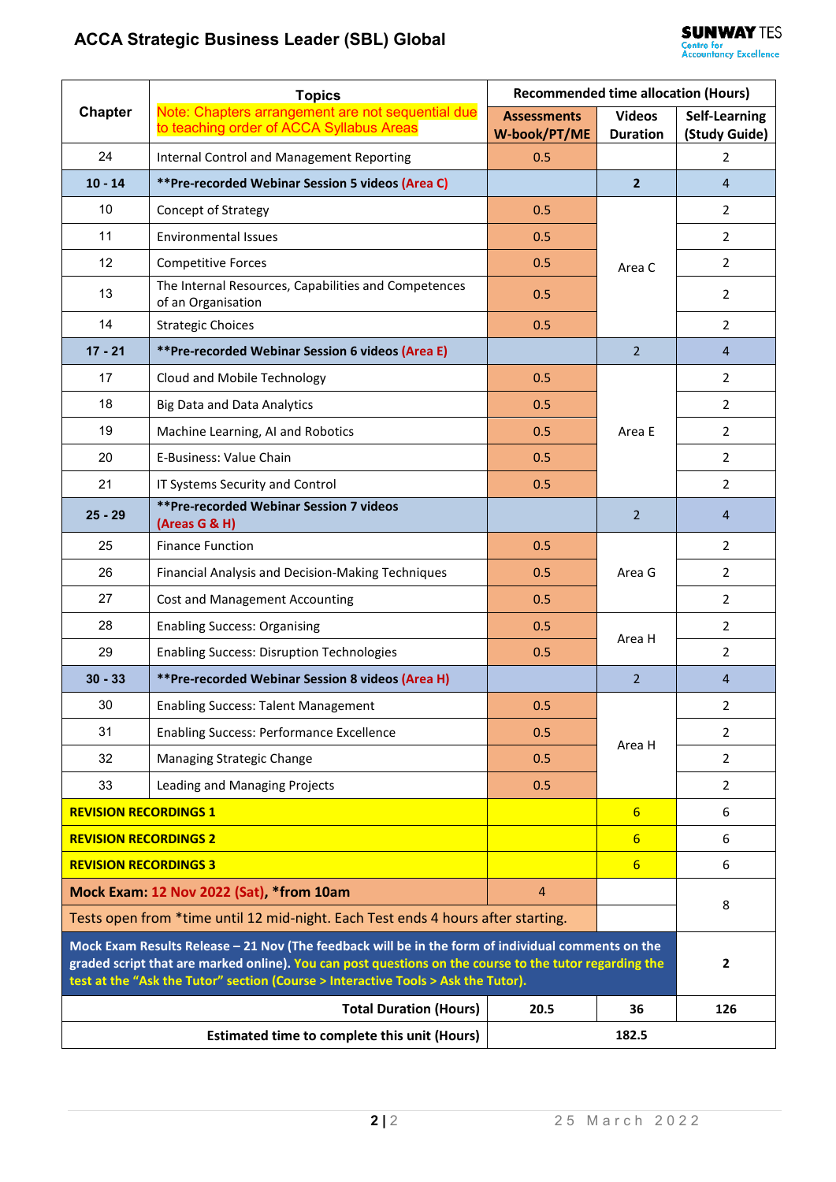# ACCA Strategic Business Leader (SBL) Global

| Chapter | Topics<br>Note: Chapters arrangement are not sequential due to teaching order of ACCA Syllabus Areas | Recommended time allocation (Hours) | | |
|---|---|---|---|---|
| | | Assessments W-book/PT/ME | Videos Duration | Self-Learning (Study Guide) |
| 24 | Internal Control and Management Reporting | 0.5 | | 2 |
| **10 - 14** | **\*\*Pre-recorded Webinar Session 5 videos (Area C)** | | **2** | 4 |
| 10 | Concept of Strategy | 0.5 | Area C | 2 |
| 11 | Environmental Issues | 0.5 | | 2 |
| 12 | Competitive Forces | 0.5 | | 2 |
| 13 | The Internal Resources, Capabilities and Competences of an Organisation | 0.5 | | 2 |
| 14 | Strategic Choices | 0.5 | | 2 |
| **17 - 21** | **\*\*Pre-recorded Webinar Session 6 videos (Area E)** | | 2 | 4 |
| 17 | Cloud and Mobile Technology | 0.5 | Area E | 2 |
| 18 | Big Data and Data Analytics | 0.5 | | 2 |
| 19 | Machine Learning, AI and Robotics | 0.5 | | 2 |
| 20 | E-Business: Value Chain | 0.5 | | 2 |
| 21 | IT Systems Security and Control | 0.5 | | 2 |
| **25 - 29** | **\*\*Pre-recorded Webinar Session 7 videos (Areas G & H)** | | 2 | 4 |
| 25 | Finance Function | 0.5 | Area G | 2 |
| 26 | Financial Analysis and Decision-Making Techniques | 0.5 | | 2 |
| 27 | Cost and Management Accounting | 0.5 | | 2 |
| 28 | Enabling Success: Organising | 0.5 | Area H | 2 |
| 29 | Enabling Success: Disruption Technologies | 0.5 | | 2 |
| **30 - 33** | **\*\*Pre-recorded Webinar Session 8 videos (Area H)** | | 2 | 4 |
| 30 | Enabling Success: Talent Management | 0.5 | Area H | 2 |
| 31 | Enabling Success: Performance Excellence | 0.5 | | 2 |
| 32 | Managing Strategic Change | 0.5 | | 2 |
| 33 | Leading and Managing Projects | 0.5 | | 2 |
| **REVISION RECORDINGS 1** | | | 6 | 6 |
| **REVISION RECORDINGS 2** | | | 6 | 6 |
| **REVISION RECORDINGS 3** | | | 6 | 6 |
| **Mock Exam: 12 Nov 2022 (Sat), \*from 10am** | | 4 | | 8 |
| Tests open from \*time until 12 mid-night. Each Test ends 4 hours after starting. | | | | |
| **Mock Exam Results Release – 21 Nov (The feedback will be in the form of individual comments on the graded script that are marked online). You can post questions on the course to the tutor regarding the test at the "Ask the Tutor" section (Course > Interactive Tools > Ask the Tutor).** | | | | **2** |
| | **Total Duration (Hours)** | **20.5** | **36** | **126** |
| | **Estimated time to complete this unit (Hours)** | **182.5** | | |

25 March 2022